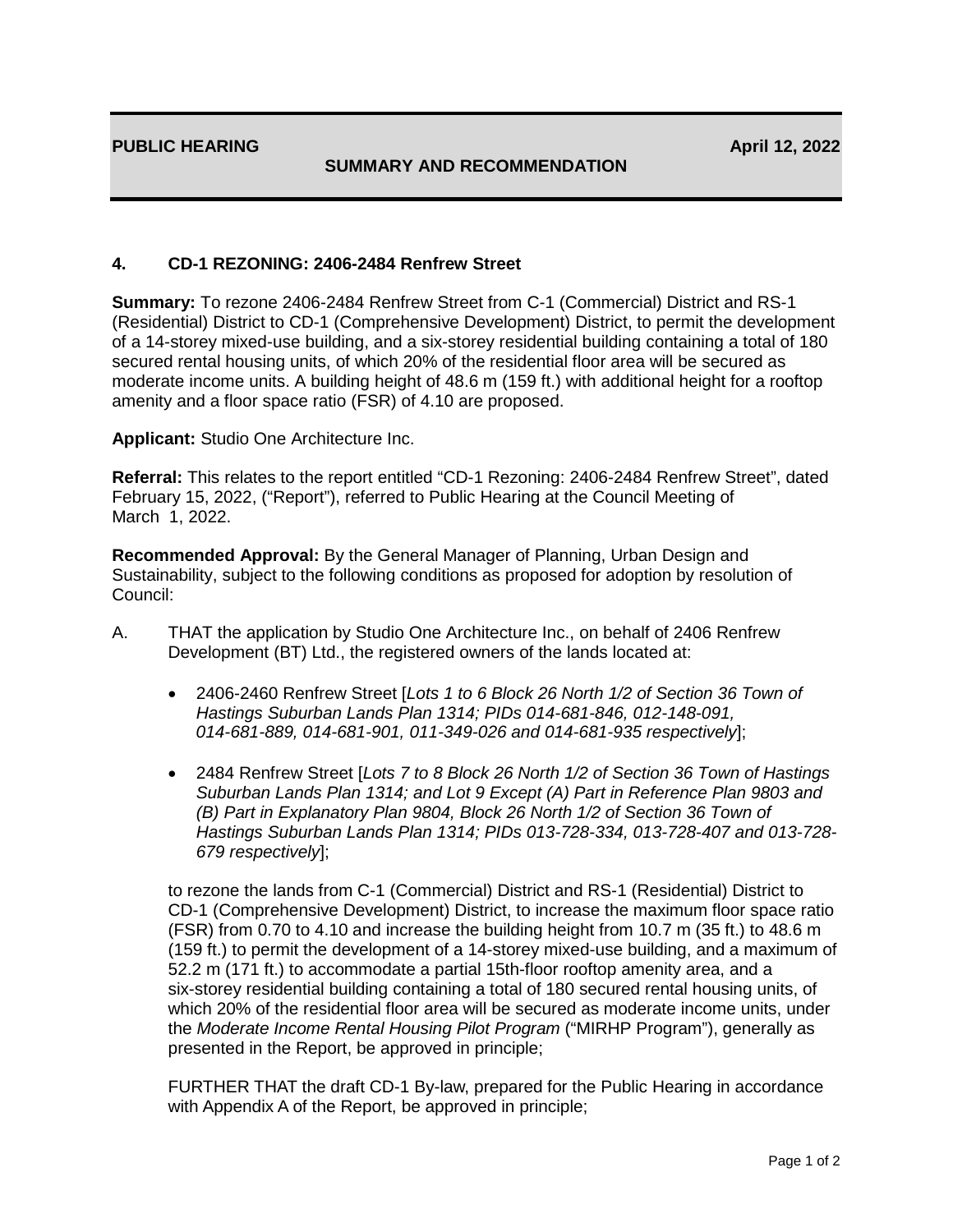**PUBLIC HEARING** **April 12, 2022**

**SUMMARY AND RECOMMENDATION**

## 4. CD-1 REZONING: 2406-2484 Renfrew Street

**Summary:** To rezone 2406-2484 Renfrew Street from C-1 (Commercial) District and RS-1 (Residential) District to CD-1 (Comprehensive Development) District, to permit the development of a 14-storey mixed-use building, and a six-storey residential building containing a total of 180 secured rental housing units, of which 20% of the residential floor area will be secured as moderate income units. A building height of 48.6 m (159 ft.) with additional height for a rooftop amenity and a floor space ratio (FSR) of 4.10 are proposed.

**Applicant:** Studio One Architecture Inc.

**Referral:** This relates to the report entitled "CD-1 Rezoning: 2406-2484 Renfrew Street", dated February 15, 2022, ("Report"), referred to Public Hearing at the Council Meeting of March 1, 2022.

**Recommended Approval:** By the General Manager of Planning, Urban Design and Sustainability, subject to the following conditions as proposed for adoption by resolution of Council:

A. THAT the application by Studio One Architecture Inc., on behalf of 2406 Renfrew Development (BT) Ltd., the registered owners of the lands located at:

- 2406-2460 Renfrew Street [*Lots 1 to 6 Block 26 North 1/2 of Section 36 Town of Hastings Suburban Lands Plan 1314; PIDs 014-681-846, 012-148-091, 014-681-889, 014-681-901, 011-349-026 and 014-681-935 respectively*];

- 2484 Renfrew Street [*Lots 7 to 8 Block 26 North 1/2 of Section 36 Town of Hastings Suburban Lands Plan 1314; and Lot 9 Except (A) Part in Reference Plan 9803 and (B) Part in Explanatory Plan 9804, Block 26 North 1/2 of Section 36 Town of Hastings Suburban Lands Plan 1314; PIDs 013-728-334, 013-728-407 and 013-728-679 respectively*];

to rezone the lands from C-1 (Commercial) District and RS-1 (Residential) District to CD-1 (Comprehensive Development) District, to increase the maximum floor space ratio (FSR) from 0.70 to 4.10 and increase the building height from 10.7 m (35 ft.) to 48.6 m (159 ft.) to permit the development of a 14-storey mixed-use building, and a maximum of 52.2 m (171 ft.) to accommodate a partial 15th-floor rooftop amenity area, and a six-storey residential building containing a total of 180 secured rental housing units, of which 20% of the residential floor area will be secured as moderate income units, under the *Moderate Income Rental Housing Pilot Program* ("MIRHP Program"), generally as presented in the Report, be approved in principle;

FURTHER THAT the draft CD-1 By-law, prepared for the Public Hearing in accordance with Appendix A of the Report, be approved in principle;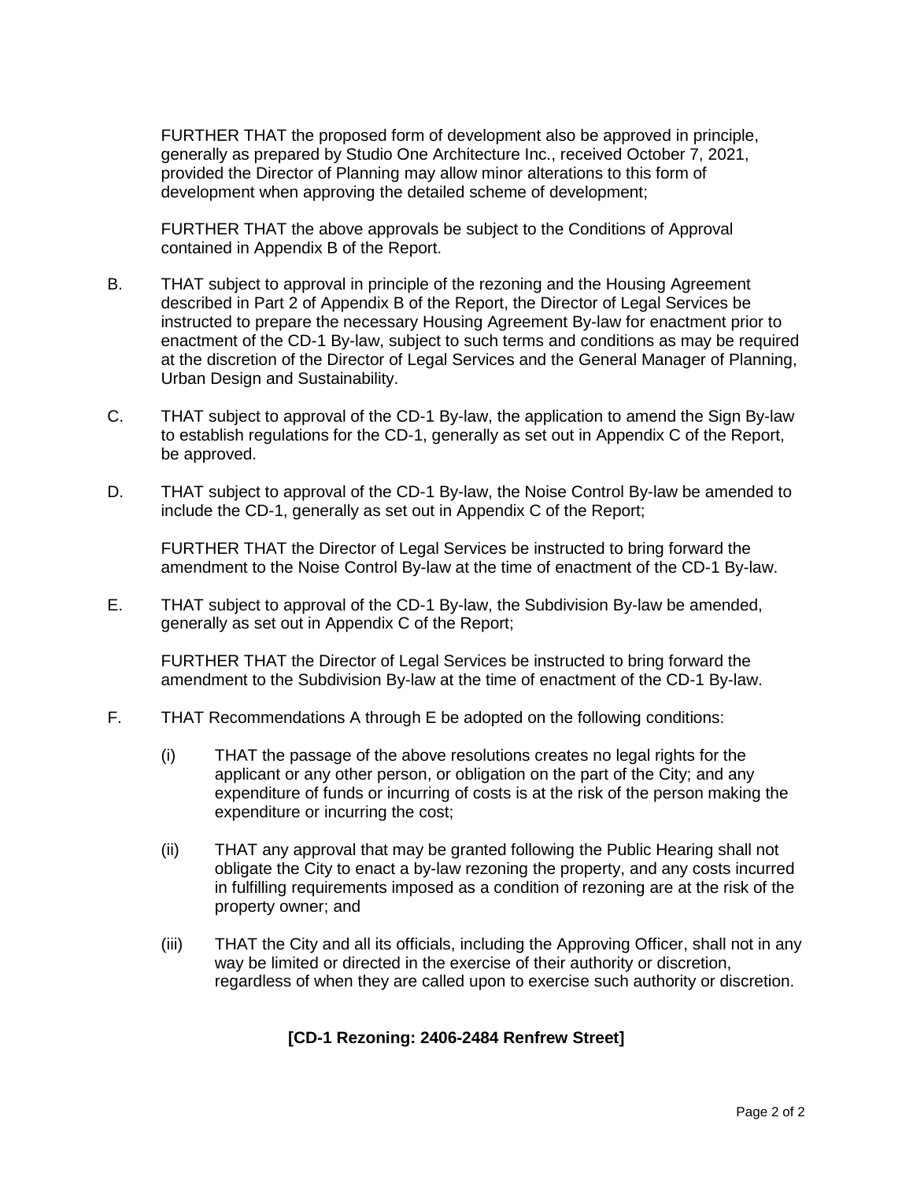FURTHER THAT the proposed form of development also be approved in principle, generally as prepared by Studio One Architecture Inc., received October 7, 2021, provided the Director of Planning may allow minor alterations to this form of development when approving the detailed scheme of development;

FURTHER THAT the above approvals be subject to the Conditions of Approval contained in Appendix B of the Report.

B. THAT subject to approval in principle of the rezoning and the Housing Agreement described in Part 2 of Appendix B of the Report, the Director of Legal Services be instructed to prepare the necessary Housing Agreement By-law for enactment prior to enactment of the CD-1 By-law, subject to such terms and conditions as may be required at the discretion of the Director of Legal Services and the General Manager of Planning, Urban Design and Sustainability.

C. THAT subject to approval of the CD-1 By-law, the application to amend the Sign By-law to establish regulations for the CD-1, generally as set out in Appendix C of the Report, be approved.

D. THAT subject to approval of the CD-1 By-law, the Noise Control By-law be amended to include the CD-1, generally as set out in Appendix C of the Report;

FURTHER THAT the Director of Legal Services be instructed to bring forward the amendment to the Noise Control By-law at the time of enactment of the CD-1 By-law.

E. THAT subject to approval of the CD-1 By-law, the Subdivision By-law be amended, generally as set out in Appendix C of the Report;

FURTHER THAT the Director of Legal Services be instructed to bring forward the amendment to the Subdivision By-law at the time of enactment of the CD-1 By-law.

F. THAT Recommendations A through E be adopted on the following conditions:

(i) THAT the passage of the above resolutions creates no legal rights for the applicant or any other person, or obligation on the part of the City; and any expenditure of funds or incurring of costs is at the risk of the person making the expenditure or incurring the cost;

(ii) THAT any approval that may be granted following the Public Hearing shall not obligate the City to enact a by-law rezoning the property, and any costs incurred in fulfilling requirements imposed as a condition of rezoning are at the risk of the property owner; and

(iii) THAT the City and all its officials, including the Approving Officer, shall not in any way be limited or directed in the exercise of their authority or discretion, regardless of when they are called upon to exercise such authority or discretion.

**[CD-1 Rezoning: 2406-2484 Renfrew Street]**